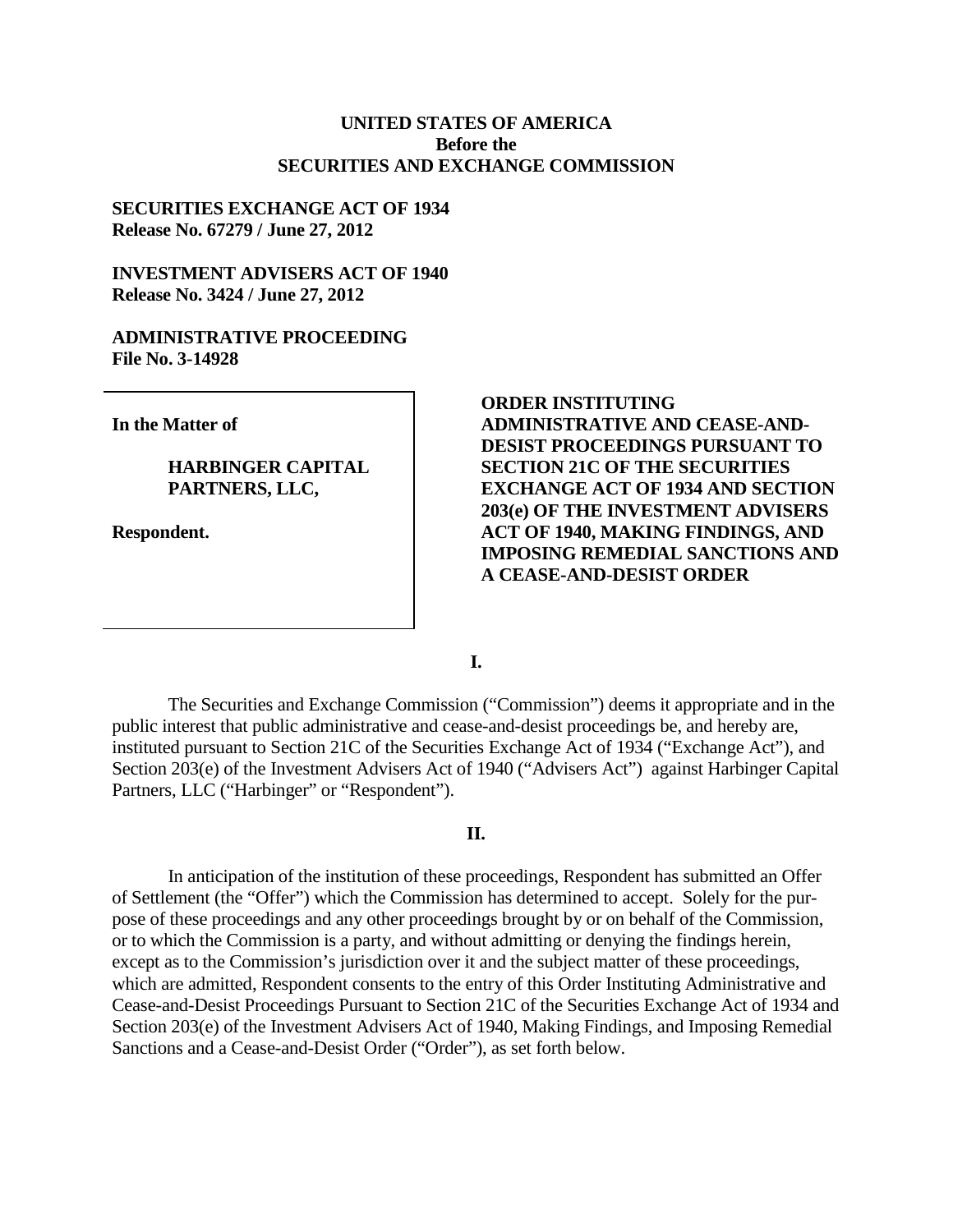**UNITED STATES OF AMERICA**
**Before the**
**SECURITIES AND EXCHANGE COMMISSION**

**SECURITIES EXCHANGE ACT OF 1934**
**Release No. 67279 / June 27, 2012**

**INVESTMENT ADVISERS ACT OF 1940**
**Release No. 3424 / June 27, 2012**

**ADMINISTRATIVE PROCEEDING**
**File No. 3-14928**

**In the Matter of**

**HARBINGER CAPITAL PARTNERS, LLC,**

**Respondent.**

**ORDER INSTITUTING ADMINISTRATIVE AND CEASE-AND-DESIST PROCEEDINGS PURSUANT TO SECTION 21C OF THE SECURITIES EXCHANGE ACT OF 1934 AND SECTION 203(e) OF THE INVESTMENT ADVISERS ACT OF 1940, MAKING FINDINGS, AND IMPOSING REMEDIAL SANCTIONS AND A CEASE-AND-DESIST ORDER**

## I.

The Securities and Exchange Commission ("Commission") deems it appropriate and in the public interest that public administrative and cease-and-desist proceedings be, and hereby are, instituted pursuant to Section 21C of the Securities Exchange Act of 1934 ("Exchange Act"), and Section 203(e) of the Investment Advisers Act of 1940 ("Advisers Act") against Harbinger Capital Partners, LLC ("Harbinger" or "Respondent").

## II.

In anticipation of the institution of these proceedings, Respondent has submitted an Offer of Settlement (the "Offer") which the Commission has determined to accept. Solely for the purpose of these proceedings and any other proceedings brought by or on behalf of the Commission, or to which the Commission is a party, and without admitting or denying the findings herein, except as to the Commission's jurisdiction over it and the subject matter of these proceedings, which are admitted, Respondent consents to the entry of this Order Instituting Administrative and Cease-and-Desist Proceedings Pursuant to Section 21C of the Securities Exchange Act of 1934 and Section 203(e) of the Investment Advisers Act of 1940, Making Findings, and Imposing Remedial Sanctions and a Cease-and-Desist Order ("Order"), as set forth below.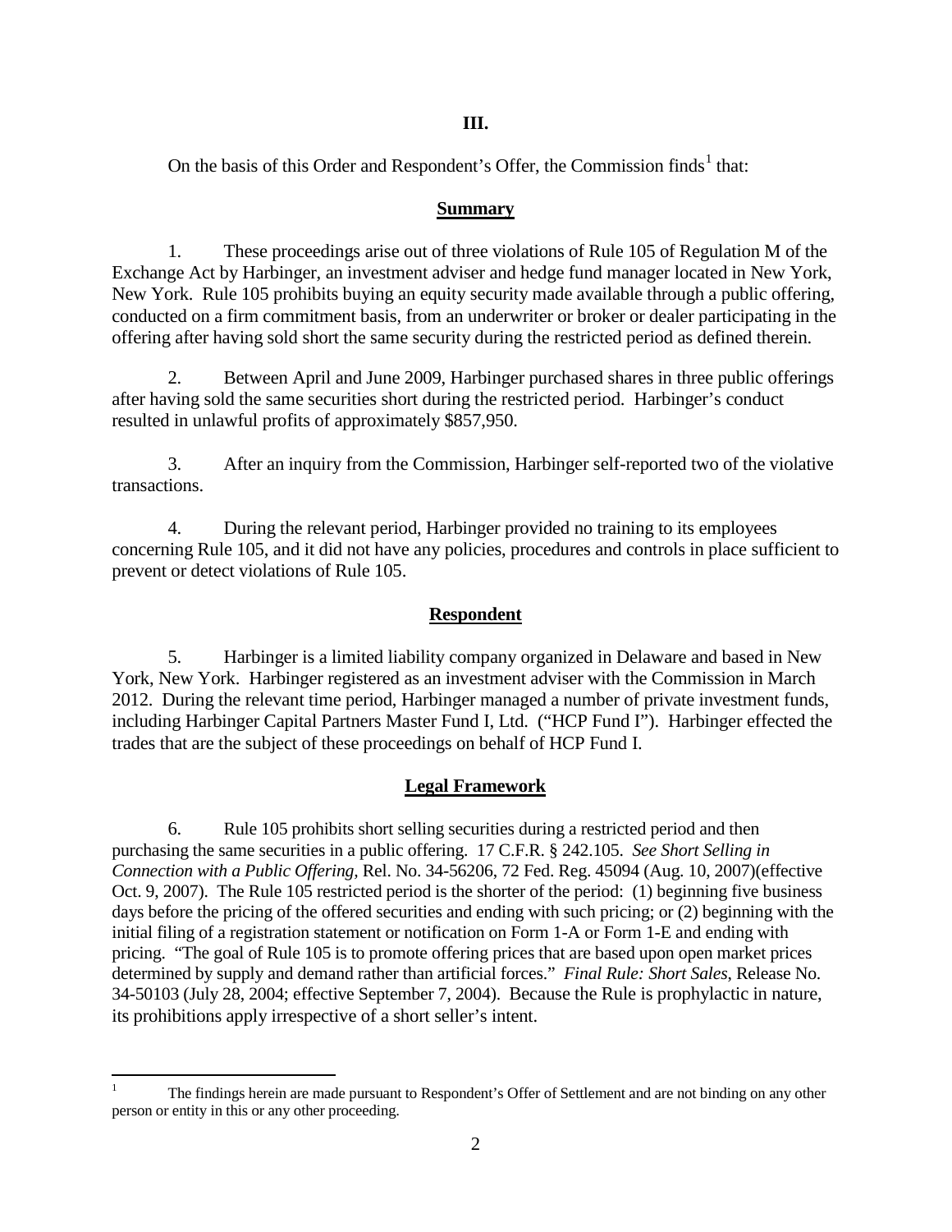## III.

On the basis of this Order and Respondent's Offer, the Commission finds[1] that:

### Summary

1. These proceedings arise out of three violations of Rule 105 of Regulation M of the Exchange Act by Harbinger, an investment adviser and hedge fund manager located in New York, New York. Rule 105 prohibits buying an equity security made available through a public offering, conducted on a firm commitment basis, from an underwriter or broker or dealer participating in the offering after having sold short the same security during the restricted period as defined therein.

2. Between April and June 2009, Harbinger purchased shares in three public offerings after having sold the same securities short during the restricted period. Harbinger's conduct resulted in unlawful profits of approximately $857,950.

3. After an inquiry from the Commission, Harbinger self-reported two of the violative transactions.

4. During the relevant period, Harbinger provided no training to its employees concerning Rule 105, and it did not have any policies, procedures and controls in place sufficient to prevent or detect violations of Rule 105.

### Respondent

5. Harbinger is a limited liability company organized in Delaware and based in New York, New York. Harbinger registered as an investment adviser with the Commission in March 2012. During the relevant time period, Harbinger managed a number of private investment funds, including Harbinger Capital Partners Master Fund I, Ltd. ("HCP Fund I"). Harbinger effected the trades that are the subject of these proceedings on behalf of HCP Fund I.

### Legal Framework

6. Rule 105 prohibits short selling securities during a restricted period and then purchasing the same securities in a public offering. 17 C.F.R. § 242.105. *See Short Selling in Connection with a Public Offering*, Rel. No. 34-56206, 72 Fed. Reg. 45094 (Aug. 10, 2007)(effective Oct. 9, 2007). The Rule 105 restricted period is the shorter of the period: (1) beginning five business days before the pricing of the offered securities and ending with such pricing; or (2) beginning with the initial filing of a registration statement or notification on Form 1-A or Form 1-E and ending with pricing. "The goal of Rule 105 is to promote offering prices that are based upon open market prices determined by supply and demand rather than artificial forces." *Final Rule: Short Sales*, Release No. 34-50103 (July 28, 2004; effective September 7, 2004). Because the Rule is prophylactic in nature, its prohibitions apply irrespective of a short seller's intent.

---

[1] The findings herein are made pursuant to Respondent's Offer of Settlement and are not binding on any other person or entity in this or any other proceeding.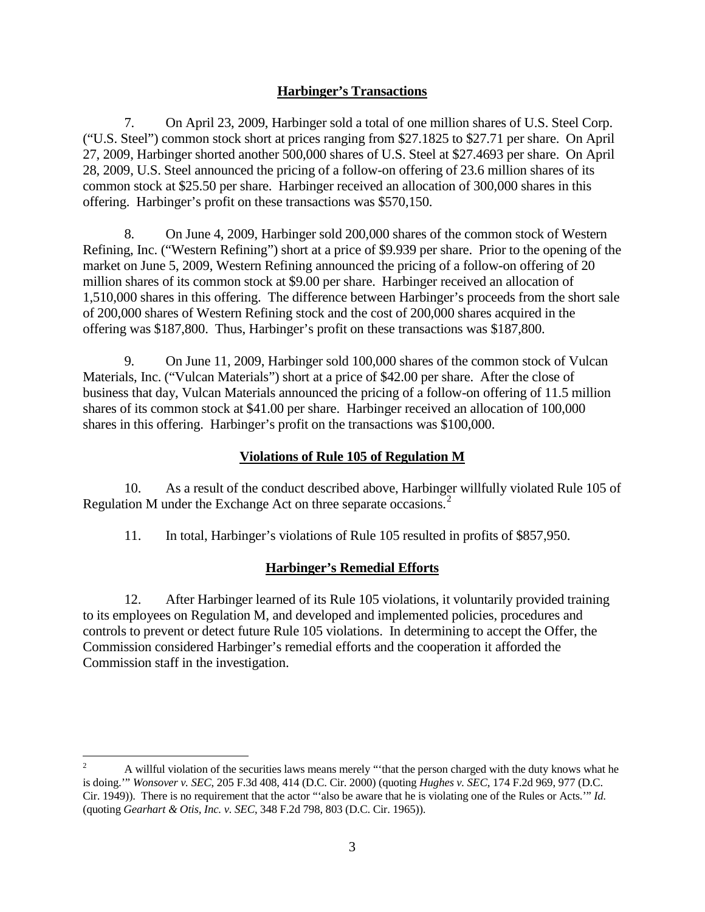## Harbinger's Transactions

7. On April 23, 2009, Harbinger sold a total of one million shares of U.S. Steel Corp. ("U.S. Steel") common stock short at prices ranging from \$27.1825 to \$27.71 per share. On April 27, 2009, Harbinger shorted another 500,000 shares of U.S. Steel at \$27.4693 per share. On April 28, 2009, U.S. Steel announced the pricing of a follow-on offering of 23.6 million shares of its common stock at \$25.50 per share. Harbinger received an allocation of 300,000 shares in this offering. Harbinger's profit on these transactions was \$570,150.

8. On June 4, 2009, Harbinger sold 200,000 shares of the common stock of Western Refining, Inc. ("Western Refining") short at a price of \$9.939 per share. Prior to the opening of the market on June 5, 2009, Western Refining announced the pricing of a follow-on offering of 20 million shares of its common stock at \$9.00 per share. Harbinger received an allocation of 1,510,000 shares in this offering. The difference between Harbinger's proceeds from the short sale of 200,000 shares of Western Refining stock and the cost of 200,000 shares acquired in the offering was \$187,800. Thus, Harbinger's profit on these transactions was \$187,800.

9. On June 11, 2009, Harbinger sold 100,000 shares of the common stock of Vulcan Materials, Inc. ("Vulcan Materials") short at a price of \$42.00 per share. After the close of business that day, Vulcan Materials announced the pricing of a follow-on offering of 11.5 million shares of its common stock at \$41.00 per share. Harbinger received an allocation of 100,000 shares in this offering. Harbinger's profit on the transactions was \$100,000.

## Violations of Rule 105 of Regulation M

10. As a result of the conduct described above, Harbinger willfully violated Rule 105 of Regulation M under the Exchange Act on three separate occasions.[2]

11. In total, Harbinger's violations of Rule 105 resulted in profits of \$857,950.

## Harbinger's Remedial Efforts

12. After Harbinger learned of its Rule 105 violations, it voluntarily provided training to its employees on Regulation M, and developed and implemented policies, procedures and controls to prevent or detect future Rule 105 violations. In determining to accept the Offer, the Commission considered Harbinger's remedial efforts and the cooperation it afforded the Commission staff in the investigation.

---

[2] A willful violation of the securities laws means merely "'that the person charged with the duty knows what he is doing.'" *Wonsover v. SEC*, 205 F.3d 408, 414 (D.C. Cir. 2000) (quoting *Hughes v. SEC*, 174 F.2d 969, 977 (D.C. Cir. 1949)). There is no requirement that the actor "'also be aware that he is violating one of the Rules or Acts.'" *Id.* (quoting *Gearhart & Otis, Inc. v. SEC*, 348 F.2d 798, 803 (D.C. Cir. 1965)).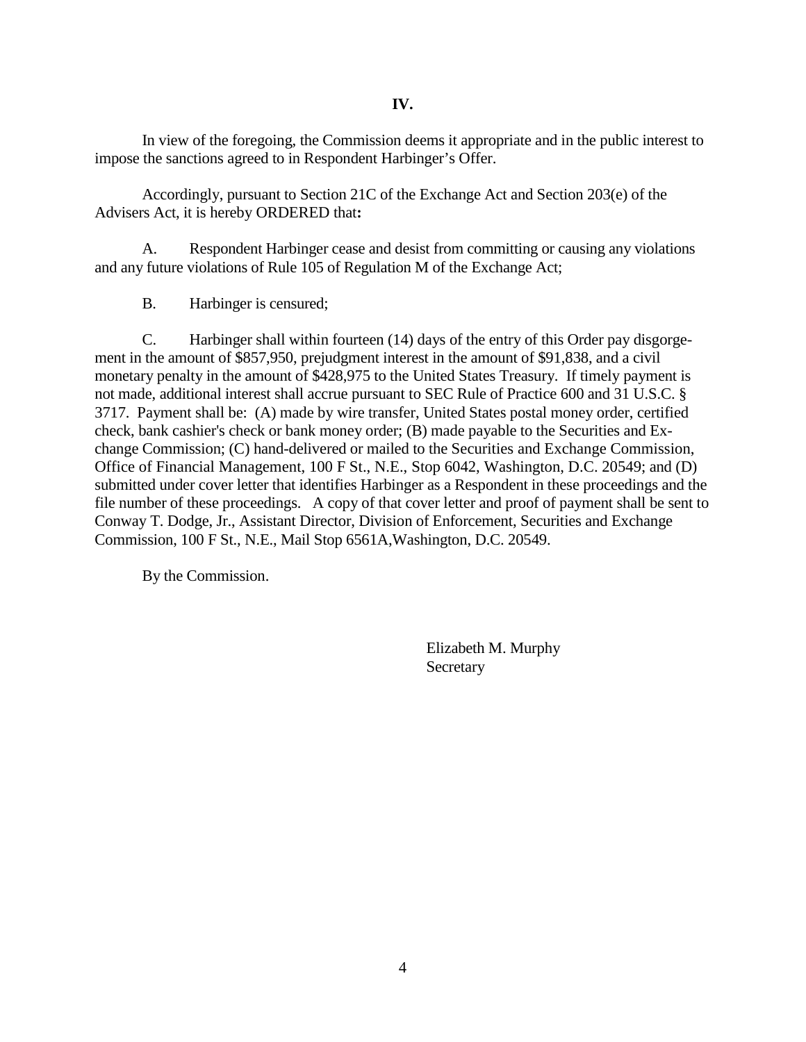## IV.

In view of the foregoing, the Commission deems it appropriate and in the public interest to impose the sanctions agreed to in Respondent Harbinger's Offer.

Accordingly, pursuant to Section 21C of the Exchange Act and Section 203(e) of the Advisers Act, it is hereby ORDERED that**:**

A. Respondent Harbinger cease and desist from committing or causing any violations and any future violations of Rule 105 of Regulation M of the Exchange Act;

B. Harbinger is censured;

C. Harbinger shall within fourteen (14) days of the entry of this Order pay disgorgement in the amount of $857,950, prejudgment interest in the amount of $91,838, and a civil monetary penalty in the amount of $428,975 to the United States Treasury. If timely payment is not made, additional interest shall accrue pursuant to SEC Rule of Practice 600 and 31 U.S.C. § 3717. Payment shall be: (A) made by wire transfer, United States postal money order, certified check, bank cashier's check or bank money order; (B) made payable to the Securities and Exchange Commission; (C) hand-delivered or mailed to the Securities and Exchange Commission, Office of Financial Management, 100 F St., N.E., Stop 6042, Washington, D.C. 20549; and (D) submitted under cover letter that identifies Harbinger as a Respondent in these proceedings and the file number of these proceedings. A copy of that cover letter and proof of payment shall be sent to Conway T. Dodge, Jr., Assistant Director, Division of Enforcement, Securities and Exchange Commission, 100 F St., N.E., Mail Stop 6561A,Washington, D.C. 20549.

By the Commission.

Elizabeth M. Murphy
Secretary